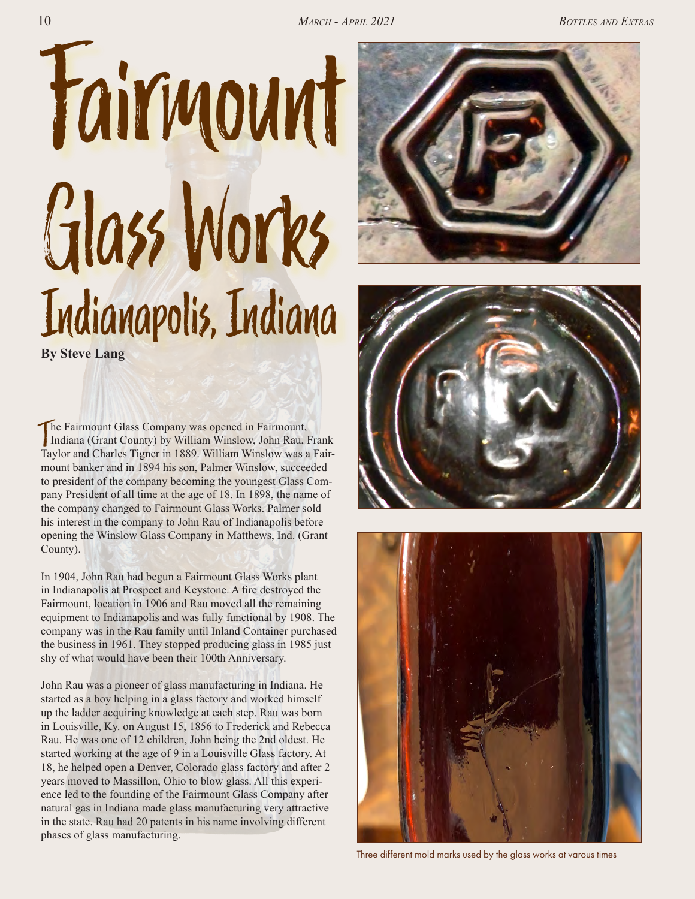# Fairmount Glass Works

## Indianapolis, Indiana

**By Steve Lang**

The Fairmount Glass Company was opened in Fairmount, Indiana (Grant County) by William Winslow, John Rau, Frank Taylor and Charles Tigner in 1889. William Winslow was a Fairmount banker and in 1894 his son, Palmer Winslow, succeeded to president of the company becoming the youngest Glass Company President of all time at the age of 18. In 1898, the name of the company changed to Fairmount Glass Works. Palmer sold his interest in the company to John Rau of Indianapolis before opening the Winslow Glass Company in Matthews, Ind. (Grant County).

In 1904, John Rau had begun a Fairmount Glass Works plant in Indianapolis at Prospect and Keystone. A fire destroyed the Fairmount, location in 1906 and Rau moved all the remaining equipment to Indianapolis and was fully functional by 1908. The company was in the Rau family until Inland Container purchased the business in 1961. They stopped producing glass in 1985 just shy of what would have been their 100th Anniversary.

John Rau was a pioneer of glass manufacturing in Indiana. He started as a boy helping in a glass factory and worked himself up the ladder acquiring knowledge at each step. Rau was born in Louisville, Ky. on August 15, 1856 to Frederick and Rebecca Rau. He was one of 12 children, John being the 2nd oldest. He started working at the age of 9 in a Louisville Glass factory. At 18, he helped open a Denver, Colorado glass factory and after 2 years moved to Massillon, Ohio to blow glass. All this experience led to the founding of the Fairmount Glass Company after natural gas in Indiana made glass manufacturing very attractive in the state. Rau had 20 patents in his name involving different phases of glass manufacturing.

Three different mold marks used by the glass works at varous times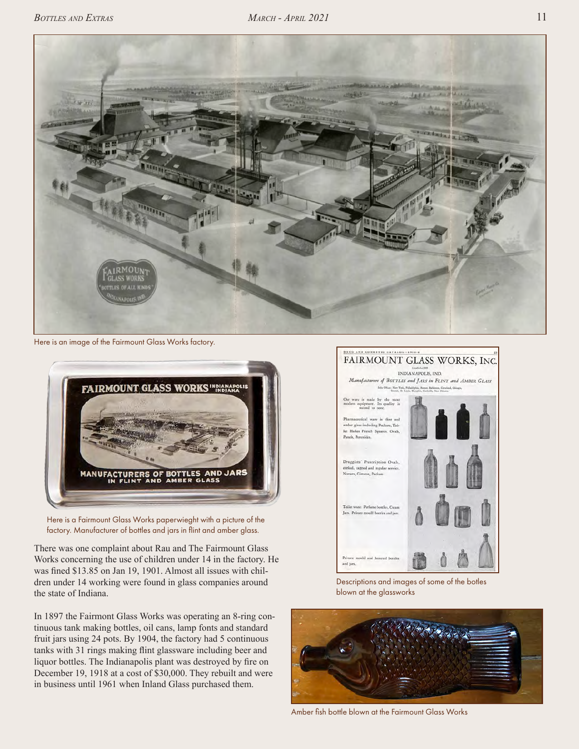Here is an image of the Fairmount Glass Works factory.

Here is a Fairmount Glass Works paperwieght with a picture of the factory. Manufacturer of bottles and jars in flint and amber glass.

There was one complaint about Rau and The Fairmount Glass Works concerning the use of children under 14 in the factory. He was fined $13.85 on Jan 19, 1901. Almost all issues with children under 14 working were found in glass companies around the state of Indiana.

In 1897 the Fairmont Glass Works was operating an 8-ring continuous tank making bottles, oil cans, lamp fonts and standard fruit jars using 24 pots. By 1904, the factory had 5 continuous tanks with 31 rings making flint glassware including beer and liquor bottles. The Indianapolis plant was destroyed by fire on December 19, 1918 at a cost of $30,000. They rebuilt and were in business until 1961 when Inland Glass purchased them.

Descriptions and images of some of the botles blown at the glassworks

Amber fish bottle blown at the Fairmount Glass Works